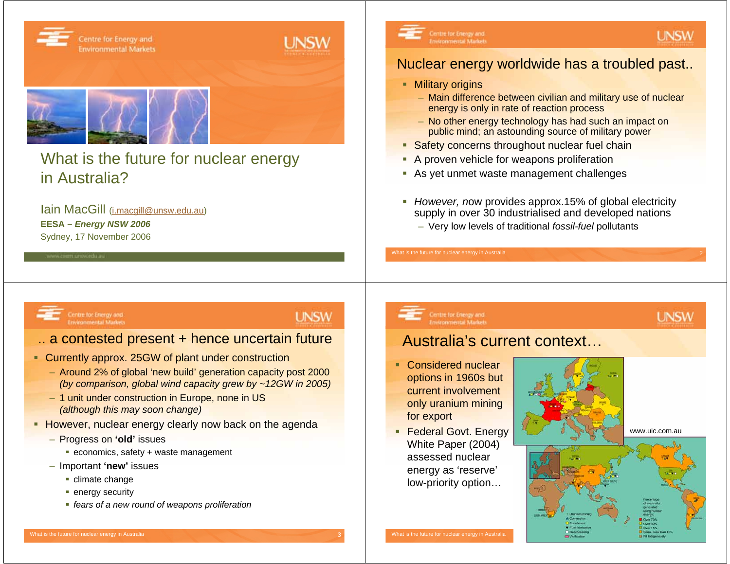# What is the future for nuclear energy in Australia?

Iain MacGill (i.macgill@unsw.edu.au)

**EESA – *Energy NSW 2006***

Sydney, 17 November 2006

## Nuclear energy worldwide has a troubled past..

- Military origins
  - Main difference between civilian and military use of nuclear energy is only in rate of reaction process
  - No other energy technology has had such an impact on public mind; an astounding source of military power
- Safety concerns throughout nuclear fuel chain
- A proven vehicle for weapons proliferation
- As yet unmet waste management challenges
- *However, n*ow provides approx.15% of global electricity supply in over 30 industrialised and developed nations
  - Very low levels of traditional *fossil-fuel* pollutants

## .. a contested present + hence uncertain future

- Currently approx. 25GW of plant under construction
  - Around 2% of global 'new build' generation capacity post 2000 *(by comparison, global wind capacity grew by ~12GW in 2005)*
  - 1 unit under construction in Europe, none in US *(although this may soon change)*
- However, nuclear energy clearly now back on the agenda
  - Progress on **'old'** issues
    - economics, safety + waste management
  - Important **'new'** issues
    - climate change
    - energy security
    - *fears of a new round of weapons proliferation*

## Australia's current context…

- Considered nuclear options in 1960s but current involvement only uranium mining for export
- Federal Govt. Energy White Paper (2004) assessed nuclear energy as 'reserve' low-priority option…

www.uic.com.au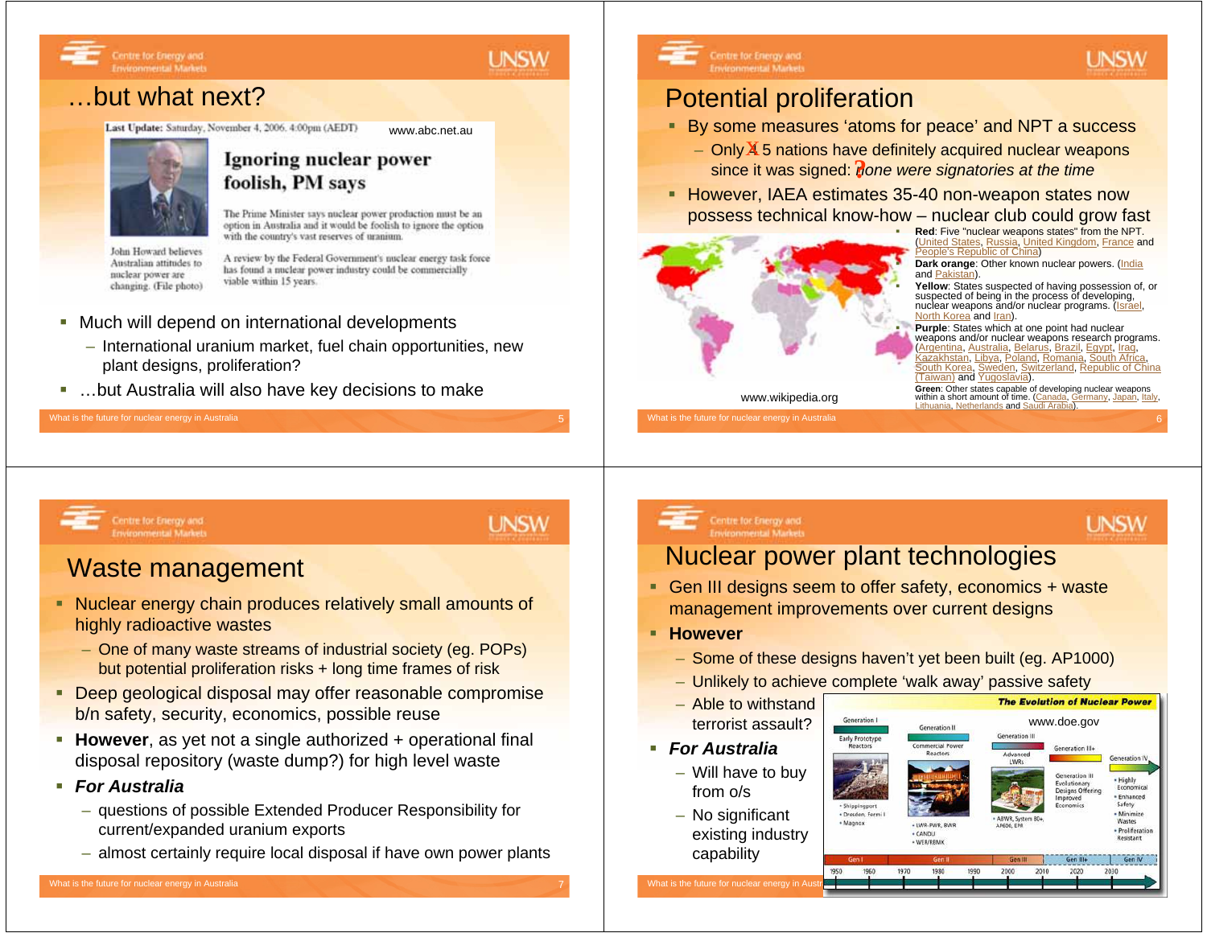# …but what next?

**Last Update:** Saturday, November 4, 2006. 4:00pm (AEDT)

www.abc.net.au

**Ignoring nuclear power foolish, PM says**

The Prime Minister says nuclear power production must be an option in Australia and it would be foolish to ignore the option with the country's vast reserves of uranium.

A review by the Federal Government's nuclear energy task force has found a nuclear power industry could be commercially viable within 15 years.

John Howard believes Australian attitudes to nuclear power are changing. (File photo)

- Much will depend on international developments
  - International uranium market, fuel chain opportunities, new plant designs, proliferation?
- …but Australia will also have key decisions to make

# Potential proliferation

- By some measures 'atoms for peace' and NPT a success
  - Only ~~4~~ 5 nations have definitely acquired nuclear weapons since it was signed: ?none were signatories at the time
- However, IAEA estimates 35-40 non-weapon states now possess technical know-how – nuclear club could grow fast

www.wikipedia.org

- **Red**: Five "nuclear weapons states" from the NPT. (United States, Russia, United Kingdom, France and People's Republic of China)
- **Dark orange**: Other known nuclear powers. (India and Pakistan).
- **Yellow**: States suspected of having possession of, or suspected of being in the process of developing, nuclear weapons and/or nuclear programs. (Israel, North Korea and Iran).
- **Purple**: States which at one point had nuclear weapons and/or nuclear weapons research programs. (Argentina, Australia, Belarus, Brazil, Egypt, Iraq, Kazakhstan, Libya, Poland, Romania, South Africa, South Korea, Sweden, Switzerland, Republic of China (Taiwan) and Yugoslavia).
- **Green**: Other states capable of developing nuclear weapons within a short amount of time. (Canada, Germany, Japan, Italy, Lithuania, Netherlands and Saudi Arabia).

# Waste management

- Nuclear energy chain produces relatively small amounts of highly radioactive wastes
  - One of many waste streams of industrial society (eg. POPs) but potential proliferation risks + long time frames of risk
- Deep geological disposal may offer reasonable compromise b/n safety, security, economics, possible reuse
- **However**, as yet not a single authorized + operational final disposal repository (waste dump?) for high level waste
- ***For Australia***
  - questions of possible Extended Producer Responsibility for current/expanded uranium exports
  - almost certainly require local disposal if have own power plants

# Nuclear power plant technologies

- Gen III designs seem to offer safety, economics + waste management improvements over current designs
- **However**
  - Some of these designs haven't yet been built (eg. AP1000)
  - Unlikely to achieve complete 'walk away' passive safety
  - Able to withstand terrorist assault?
- ***For Australia***
  - Will have to buy from o/s
  - No significant existing industry capability

**The Evolution of Nuclear Power**

www.doe.gov

- Generation I – Early Prototype Reactors: Shippingport, Dresden, Fermi I, Magnox
- Generation II – Commercial Power Reactors: LWR-PWR, BWR, CANDU, VVER/RBMK
- Generation III – Advanced LWRs: ABWR, System 80+, AP600, EPR
- Generation III+ – Generation III Evolutionary Designs Offering Improved Economics
- Generation IV – Highly Economical, Enhanced Safety, Minimize Wastes, Proliferation Resistant

Gen I | Gen II | Gen III | Gen III+ | Gen IV

1950 1960 1970 1980 1990 2000 2010 2020 2030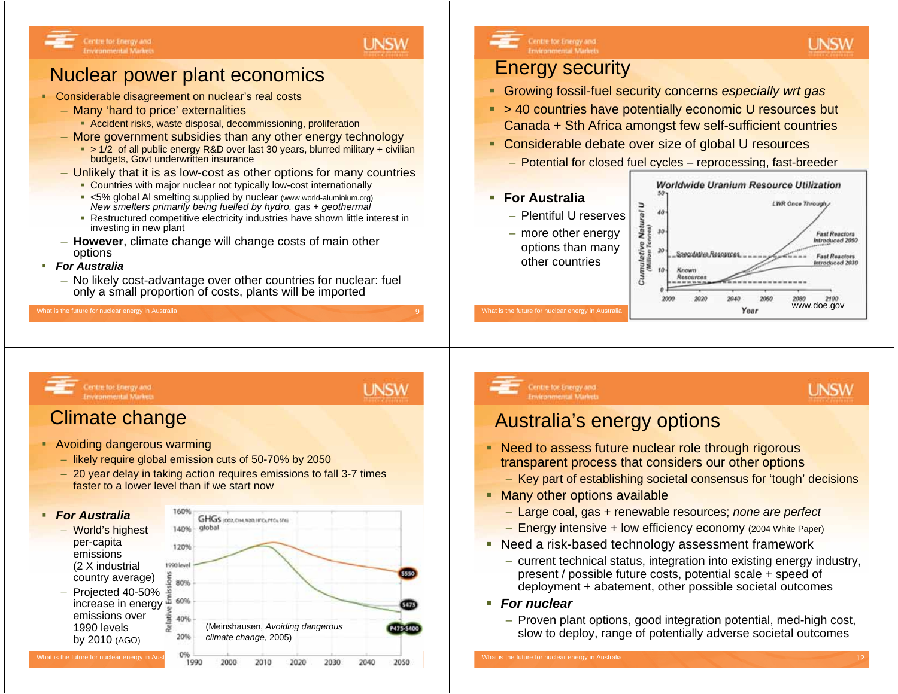# Nuclear power plant economics

- Considerable disagreement on nuclear's real costs
  - Many 'hard to price' externalities
    - Accident risks, waste disposal, decommissioning, proliferation
  - More government subsidies than any other energy technology
    - > 1/2 of all public energy R&D over last 30 years, blurred military + civilian budgets, Govt underwritten insurance
  - Unlikely that it is as low-cost as other options for many countries
    - Countries with major nuclear not typically low-cost internationally
    - <5% global Al smelting supplied by nuclear (www.world-aluminium.org) *New smelters primarily being fuelled by hydro, gas + geothermal*
    - Restructured competitive electricity industries have shown little interest in investing in new plant
  - **However**, climate change will change costs of main other options
- ***For Australia***
  - No likely cost-advantage over other countries for nuclear: fuel only a small proportion of costs, plants will be imported

# Energy security

- Growing fossil-fuel security concerns *especially wrt gas*
- > 40 countries have potentially economic U resources but Canada + Sth Africa amongst few self-sufficient countries
- Considerable debate over size of global U resources
  - Potential for closed fuel cycles – reprocessing, fast-breeder
- **For Australia**
  - Plentiful U reserves
  - more other energy options than many other countries

**Worldwide Uranium Resource Utilization**

www.doe.gov

# Climate change

- Avoiding dangerous warming
  - likely require global emission cuts of 50-70% by 2050
  - 20 year delay in taking action requires emissions to fall 3-7 times faster to a lower level than if we start now
- ***For Australia***
  - World's highest per-capita emissions (2 X industrial country average)
  - Projected 40-50% increase in energy emissions over 1990 levels by 2010 (AGO)

(Meinshausen, *Avoiding dangerous climate change*, 2005)

# Australia's energy options

- Need to assess future nuclear role through rigorous transparent process that considers our other options
  - Key part of establishing societal consensus for 'tough' decisions
- Many other options available
  - Large coal, gas + renewable resources; *none are perfect*
  - Energy intensive + low efficiency economy (2004 White Paper)
- Need a risk-based technology assessment framework
  - current technical status, integration into existing energy industry, present / possible future costs, potential scale + speed of deployment + abatement, other possible societal outcomes
- ***For nuclear***
  - Proven plant options, good integration potential, med-high cost, slow to deploy, range of potentially adverse societal outcomes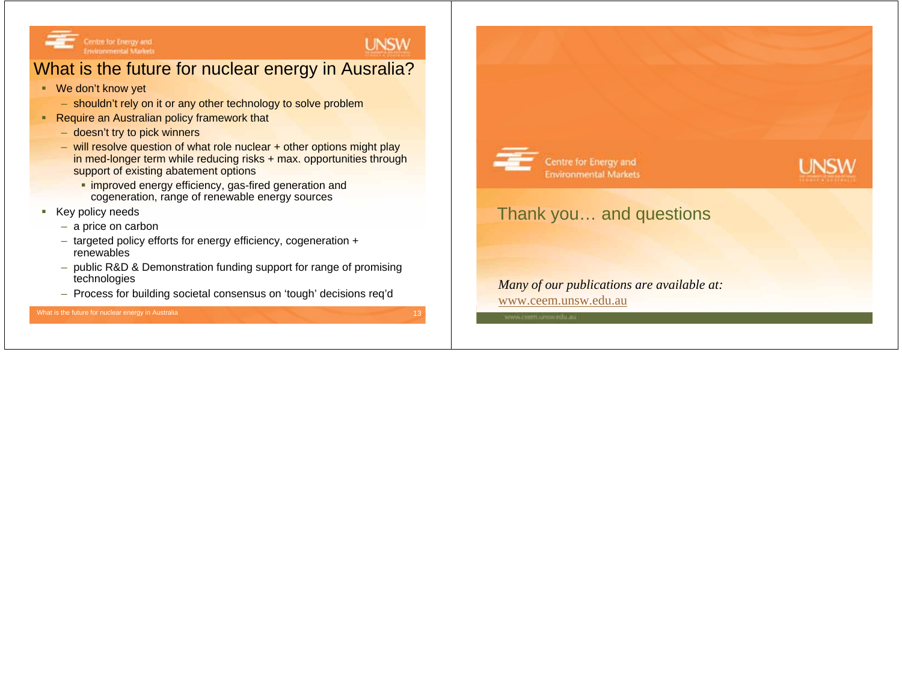## What is the future for nuclear energy in Ausralia?

- We don't know yet
  - shouldn't rely on it or any other technology to solve problem
- Require an Australian policy framework that
  - doesn't try to pick winners
  - will resolve question of what role nuclear + other options might play in med-longer term while reducing risks + max. opportunities through support of existing abatement options
    - improved energy efficiency, gas-fired generation and cogeneration, range of renewable energy sources
- Key policy needs
  - a price on carbon
  - targeted policy efforts for energy efficiency, cogeneration + renewables
  - public R&D & Demonstration funding support for range of promising technologies
  - Process for building societal consensus on 'tough' decisions req'd

Centre for Energy and Environmental Markets

UNSW

## Thank you… and questions

*Many of our publications are available at:*
www.ceem.unsw.edu.au